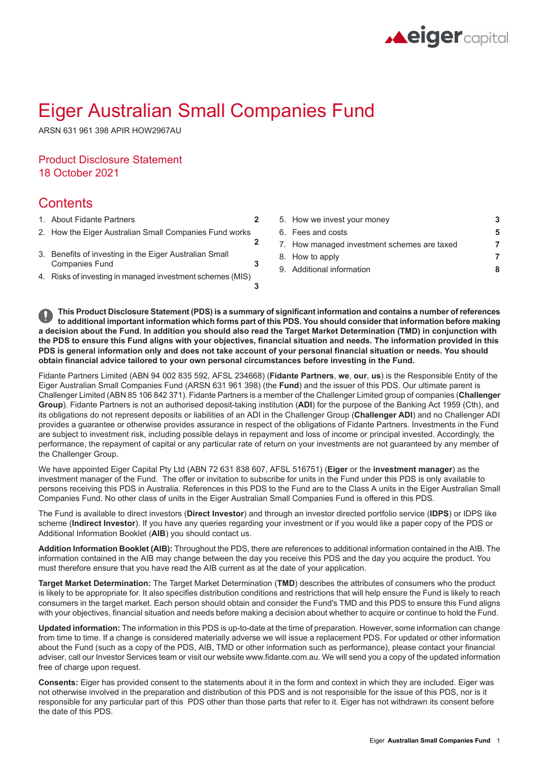# Eiger Australian Small Companies Fund

ARSN 631 961 398 APIR HOW2967AU

## Product Disclosure Statement
18 October 2021

## Contents

1. About Fidante Partners 2
2. How the Eiger Australian Small Companies Fund works 2
3. Benefits of investing in the Eiger Australian Small Companies Fund 3
4. Risks of investing in managed investment schemes (MIS) 3
5. How we invest your money 3
6. Fees and costs 5
7. How managed investment schemes are taxed 7
8. How to apply 7
9. Additional information 8

**This Product Disclosure Statement (PDS) is a summary of significant information and contains a number of references to additional important information which forms part of this PDS. You should consider that information before making a decision about the Fund. In addition you should also read the Target Market Determination (TMD) in conjunction with the PDS to ensure this Fund aligns with your objectives, financial situation and needs. The information provided in this PDS is general information only and does not take account of your personal financial situation or needs. You should obtain financial advice tailored to your own personal circumstances before investing in the Fund.**

Fidante Partners Limited (ABN 94 002 835 592, AFSL 234668) (**Fidante Partners**, **we**, **our**, **us**) is the Responsible Entity of the Eiger Australian Small Companies Fund (ARSN 631 961 398) (the **Fund**) and the issuer of this PDS. Our ultimate parent is Challenger Limited (ABN 85 106 842 371). Fidante Partners is a member of the Challenger Limited group of companies (**Challenger Group**). Fidante Partners is not an authorised deposit-taking institution (**ADI**) for the purpose of the Banking Act 1959 (Cth), and its obligations do not represent deposits or liabilities of an ADI in the Challenger Group (**Challenger ADI**) and no Challenger ADI provides a guarantee or otherwise provides assurance in respect of the obligations of Fidante Partners. Investments in the Fund are subject to investment risk, including possible delays in repayment and loss of income or principal invested. Accordingly, the performance, the repayment of capital or any particular rate of return on your investments are not guaranteed by any member of the Challenger Group.

We have appointed Eiger Capital Pty Ltd (ABN 72 631 838 607, AFSL 516751) (**Eiger** or the **investment manager**) as the investment manager of the Fund. The offer or invitation to subscribe for units in the Fund under this PDS is only available to persons receiving this PDS in Australia. References in this PDS to the Fund are to the Class A units in the Eiger Australian Small Companies Fund. No other class of units in the Eiger Australian Small Companies Fund is offered in this PDS.

The Fund is available to direct investors (**Direct Investor**) and through an investor directed portfolio service (**IDPS**) or IDPS like scheme (**Indirect Investor**). If you have any queries regarding your investment or if you would like a paper copy of the PDS or Additional Information Booklet (**AIB**) you should contact us.

**Addition Information Booklet (AIB):** Throughout the PDS, there are references to additional information contained in the AIB. The information contained in the AIB may change between the day you receive this PDS and the day you acquire the product. You must therefore ensure that you have read the AIB current as at the date of your application.

**Target Market Determination:** The Target Market Determination (**TMD**) describes the attributes of consumers who the product is likely to be appropriate for. It also specifies distribution conditions and restrictions that will help ensure the Fund is likely to reach consumers in the target market. Each person should obtain and consider the Fund's TMD and this PDS to ensure this Fund aligns with your objectives, financial situation and needs before making a decision about whether to acquire or continue to hold the Fund.

**Updated information:** The information in this PDS is up-to-date at the time of preparation. However, some information can change from time to time. If a change is considered materially adverse we will issue a replacement PDS. For updated or other information about the Fund (such as a copy of the PDS, AIB, TMD or other information such as performance), please contact your financial adviser, call our Investor Services team or visit our website www.fidante.com.au. We will send you a copy of the updated information free of charge upon request.

**Consents:** Eiger has provided consent to the statements about it in the form and context in which they are included. Eiger was not otherwise involved in the preparation and distribution of this PDS and is not responsible for the issue of this PDS, nor is it responsible for any particular part of this PDS other than those parts that refer to it. Eiger has not withdrawn its consent before the date of this PDS.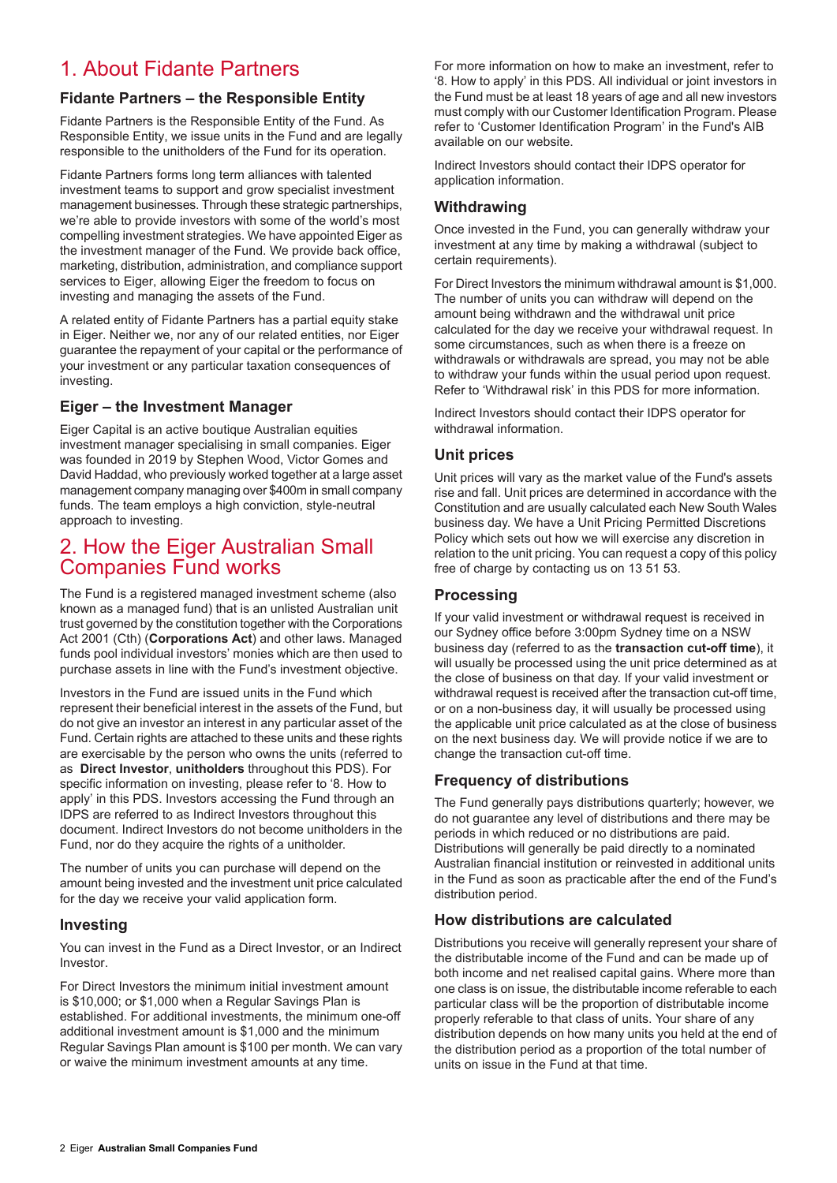# 1. About Fidante Partners

### Fidante Partners – the Responsible Entity

Fidante Partners is the Responsible Entity of the Fund. As Responsible Entity, we issue units in the Fund and are legally responsible to the unitholders of the Fund for its operation.

Fidante Partners forms long term alliances with talented investment teams to support and grow specialist investment management businesses. Through these strategic partnerships, we're able to provide investors with some of the world's most compelling investment strategies. We have appointed Eiger as the investment manager of the Fund. We provide back office, marketing, distribution, administration, and compliance support services to Eiger, allowing Eiger the freedom to focus on investing and managing the assets of the Fund.

A related entity of Fidante Partners has a partial equity stake in Eiger. Neither we, nor any of our related entities, nor Eiger guarantee the repayment of your capital or the performance of your investment or any particular taxation consequences of investing.

### Eiger – the Investment Manager

Eiger Capital is an active boutique Australian equities investment manager specialising in small companies. Eiger was founded in 2019 by Stephen Wood, Victor Gomes and David Haddad, who previously worked together at a large asset management company managing over $400m in small company funds. The team employs a high conviction, style-neutral approach to investing.

# 2. How the Eiger Australian Small Companies Fund works

The Fund is a registered managed investment scheme (also known as a managed fund) that is an unlisted Australian unit trust governed by the constitution together with the Corporations Act 2001 (Cth) (**Corporations Act**) and other laws. Managed funds pool individual investors' monies which are then used to purchase assets in line with the Fund's investment objective.

Investors in the Fund are issued units in the Fund which represent their beneficial interest in the assets of the Fund, but do not give an investor an interest in any particular asset of the Fund. Certain rights are attached to these units and these rights are exercisable by the person who owns the units (referred to as **Direct Investor**, **unitholders** throughout this PDS). For specific information on investing, please refer to '8. How to apply' in this PDS. Investors accessing the Fund through an IDPS are referred to as Indirect Investors throughout this document. Indirect Investors do not become unitholders in the Fund, nor do they acquire the rights of a unitholder.

The number of units you can purchase will depend on the amount being invested and the investment unit price calculated for the day we receive your valid application form.

### Investing

You can invest in the Fund as a Direct Investor, or an Indirect Investor.

For Direct Investors the minimum initial investment amount is $10,000; or $1,000 when a Regular Savings Plan is established. For additional investments, the minimum one-off additional investment amount is $1,000 and the minimum Regular Savings Plan amount is $100 per month. We can vary or waive the minimum investment amounts at any time.

For more information on how to make an investment, refer to '8. How to apply' in this PDS. All individual or joint investors in the Fund must be at least 18 years of age and all new investors must comply with our Customer Identification Program. Please refer to 'Customer Identification Program' in the Fund's AIB available on our website.

Indirect Investors should contact their IDPS operator for application information.

### Withdrawing

Once invested in the Fund, you can generally withdraw your investment at any time by making a withdrawal (subject to certain requirements).

For Direct Investors the minimum withdrawal amount is $1,000. The number of units you can withdraw will depend on the amount being withdrawn and the withdrawal unit price calculated for the day we receive your withdrawal request. In some circumstances, such as when there is a freeze on withdrawals or withdrawals are spread, you may not be able to withdraw your funds within the usual period upon request. Refer to 'Withdrawal risk' in this PDS for more information.

Indirect Investors should contact their IDPS operator for withdrawal information.

### Unit prices

Unit prices will vary as the market value of the Fund's assets rise and fall. Unit prices are determined in accordance with the Constitution and are usually calculated each New South Wales business day. We have a Unit Pricing Permitted Discretions Policy which sets out how we will exercise any discretion in relation to the unit pricing. You can request a copy of this policy free of charge by contacting us on 13 51 53.

### Processing

If your valid investment or withdrawal request is received in our Sydney office before 3:00pm Sydney time on a NSW business day (referred to as the **transaction cut-off time**), it will usually be processed using the unit price determined as at the close of business on that day. If your valid investment or withdrawal request is received after the transaction cut-off time, or on a non-business day, it will usually be processed using the applicable unit price calculated as at the close of business on the next business day. We will provide notice if we are to change the transaction cut-off time.

### Frequency of distributions

The Fund generally pays distributions quarterly; however, we do not guarantee any level of distributions and there may be periods in which reduced or no distributions are paid. Distributions will generally be paid directly to a nominated Australian financial institution or reinvested in additional units in the Fund as soon as practicable after the end of the Fund's distribution period.

### How distributions are calculated

Distributions you receive will generally represent your share of the distributable income of the Fund and can be made up of both income and net realised capital gains. Where more than one class is on issue, the distributable income referable to each particular class will be the proportion of distributable income properly referable to that class of units. Your share of any distribution depends on how many units you held at the end of the distribution period as a proportion of the total number of units on issue in the Fund at that time.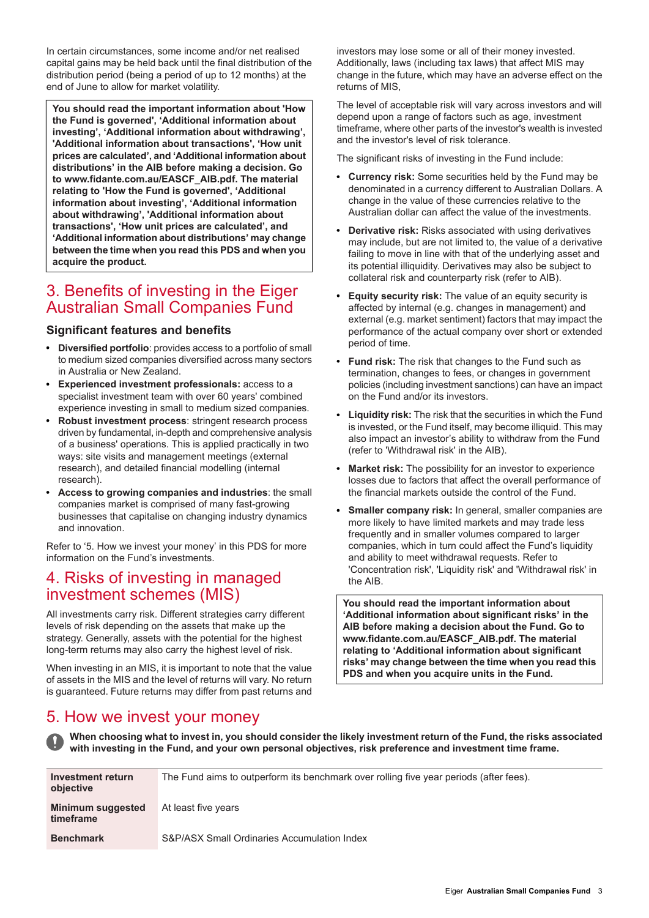In certain circumstances, some income and/or net realised capital gains may be held back until the final distribution of the distribution period (being a period of up to 12 months) at the end of June to allow for market volatility.

**You should read the important information about 'How the Fund is governed', 'Additional information about investing', 'Additional information about withdrawing', 'Additional information about transactions', 'How unit prices are calculated', and 'Additional information about distributions' in the AIB before making a decision. Go to www.fidante.com.au/EASCF_AIB.pdf. The material relating to 'How the Fund is governed', 'Additional information about investing', 'Additional information about withdrawing', 'Additional information about transactions', 'How unit prices are calculated', and 'Additional information about distributions' may change between the time when you read this PDS and when you acquire the product.**

# 3. Benefits of investing in the Eiger Australian Small Companies Fund

## Significant features and benefits

- **Diversified portfolio**: provides access to a portfolio of small to medium sized companies diversified across many sectors in Australia or New Zealand.
- **Experienced investment professionals:** access to a specialist investment team with over 60 years' combined experience investing in small to medium sized companies.
- **Robust investment process**: stringent research process driven by fundamental, in-depth and comprehensive analysis of a business' operations. This is applied practically in two ways: site visits and management meetings (external research), and detailed financial modelling (internal research).
- **Access to growing companies and industries**: the small companies market is comprised of many fast-growing businesses that capitalise on changing industry dynamics and innovation.

Refer to '5. How we invest your money' in this PDS for more information on the Fund's investments.

# 4. Risks of investing in managed investment schemes (MIS)

All investments carry risk. Different strategies carry different levels of risk depending on the assets that make up the strategy. Generally, assets with the potential for the highest long-term returns may also carry the highest level of risk.

When investing in an MIS, it is important to note that the value of assets in the MIS and the level of returns will vary. No return is guaranteed. Future returns may differ from past returns and investors may lose some or all of their money invested. Additionally, laws (including tax laws) that affect MIS may change in the future, which may have an adverse effect on the returns of MIS,

The level of acceptable risk will vary across investors and will depend upon a range of factors such as age, investment timeframe, where other parts of the investor's wealth is invested and the investor's level of risk tolerance.

The significant risks of investing in the Fund include:

- **Currency risk:** Some securities held by the Fund may be denominated in a currency different to Australian Dollars. A change in the value of these currencies relative to the Australian dollar can affect the value of the investments.
- **Derivative risk:** Risks associated with using derivatives may include, but are not limited to, the value of a derivative failing to move in line with that of the underlying asset and its potential illiquidity. Derivatives may also be subject to collateral risk and counterparty risk (refer to AIB).
- **Equity security risk:** The value of an equity security is affected by internal (e.g. changes in management) and external (e.g. market sentiment) factors that may impact the performance of the actual company over short or extended period of time.
- **Fund risk:** The risk that changes to the Fund such as termination, changes to fees, or changes in government policies (including investment sanctions) can have an impact on the Fund and/or its investors.
- **Liquidity risk:** The risk that the securities in which the Fund is invested, or the Fund itself, may become illiquid. This may also impact an investor's ability to withdraw from the Fund (refer to 'Withdrawal risk' in the AIB).
- **Market risk:** The possibility for an investor to experience losses due to factors that affect the overall performance of the financial markets outside the control of the Fund.
- **Smaller company risk:** In general, smaller companies are more likely to have limited markets and may trade less frequently and in smaller volumes compared to larger companies, which in turn could affect the Fund's liquidity and ability to meet withdrawal requests. Refer to 'Concentration risk', 'Liquidity risk' and 'Withdrawal risk' in the AIB.

**You should read the important information about 'Additional information about significant risks' in the AIB before making a decision about the Fund. Go to www.fidante.com.au/EASCF_AIB.pdf. The material relating to 'Additional information about significant risks' may change between the time when you read this PDS and when you acquire units in the Fund.**

# 5. How we invest your money

**When choosing what to invest in, you should consider the likely investment return of the Fund, the risks associated with investing in the Fund, and your own personal objectives, risk preference and investment time frame.**

| | |
|---|---|
| **Investment return objective** | The Fund aims to outperform its benchmark over rolling five year periods (after fees). |
| **Minimum suggested timeframe** | At least five years |
| **Benchmark** | S&P/ASX Small Ordinaries Accumulation Index |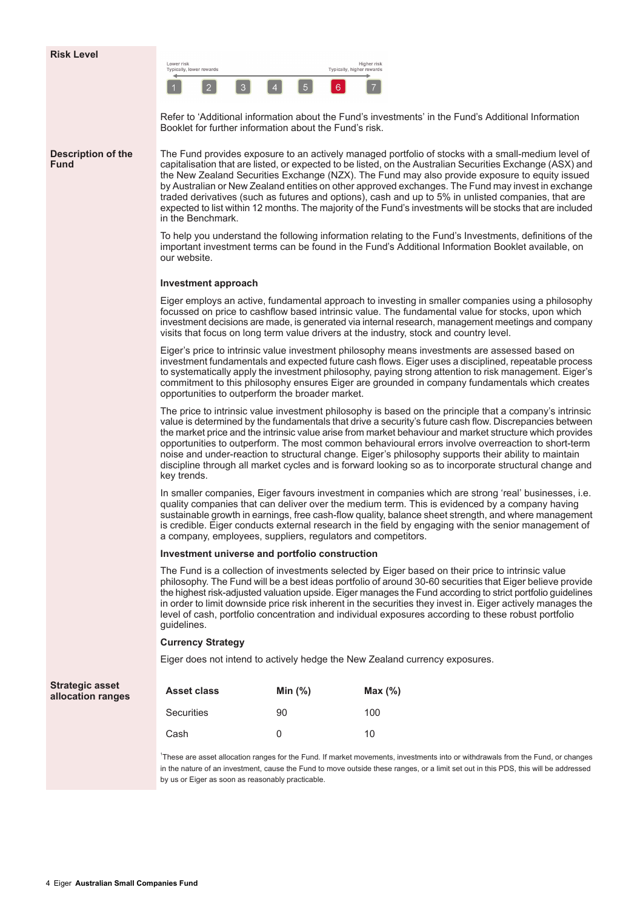**Risk Level**

Lower risk
Typically, lower rewards

Higher risk
Typically, higher rewards

1 2 3 4 5 **6** 7

Refer to 'Additional information about the Fund's investments' in the Fund's Additional Information Booklet for further information about the Fund's risk.

**Description of the Fund**

The Fund provides exposure to an actively managed portfolio of stocks with a small-medium level of capitalisation that are listed, or expected to be listed, on the Australian Securities Exchange (ASX) and the New Zealand Securities Exchange (NZX). The Fund may also provide exposure to equity issued by Australian or New Zealand entities on other approved exchanges. The Fund may invest in exchange traded derivatives (such as futures and options), cash and up to 5% in unlisted companies, that are expected to list within 12 months. The majority of the Fund's investments will be stocks that are included in the Benchmark.

To help you understand the following information relating to the Fund's Investments, definitions of the important investment terms can be found in the Fund's Additional Information Booklet available, on our website.

**Investment approach**

Eiger employs an active, fundamental approach to investing in smaller companies using a philosophy focussed on price to cashflow based intrinsic value. The fundamental value for stocks, upon which investment decisions are made, is generated via internal research, management meetings and company visits that focus on long term value drivers at the industry, stock and country level.

Eiger's price to intrinsic value investment philosophy means investments are assessed based on investment fundamentals and expected future cash flows. Eiger uses a disciplined, repeatable process to systematically apply the investment philosophy, paying strong attention to risk management. Eiger's commitment to this philosophy ensures Eiger are grounded in company fundamentals which creates opportunities to outperform the broader market.

The price to intrinsic value investment philosophy is based on the principle that a company's intrinsic value is determined by the fundamentals that drive a security's future cash flow. Discrepancies between the market price and the intrinsic value arise from market behaviour and market structure which provides opportunities to outperform. The most common behavioural errors involve overreaction to short-term noise and under-reaction to structural change. Eiger's philosophy supports their ability to maintain discipline through all market cycles and is forward looking so as to incorporate structural change and key trends.

In smaller companies, Eiger favours investment in companies which are strong 'real' businesses, i.e. quality companies that can deliver over the medium term. This is evidenced by a company having sustainable growth in earnings, free cash-flow quality, balance sheet strength, and where management is credible. Eiger conducts external research in the field by engaging with the senior management of a company, employees, suppliers, regulators and competitors.

**Investment universe and portfolio construction**

The Fund is a collection of investments selected by Eiger based on their price to intrinsic value philosophy. The Fund will be a best ideas portfolio of around 30-60 securities that Eiger believe provide the highest risk-adjusted valuation upside. Eiger manages the Fund according to strict portfolio guidelines in order to limit downside price risk inherent in the securities they invest in. Eiger actively manages the level of cash, portfolio concentration and individual exposures according to these robust portfolio guidelines.

**Currency Strategy**

Eiger does not intend to actively hedge the New Zealand currency exposures.

**Strategic asset allocation ranges**

| Asset class | Min (%) | Max (%) |
|---|---|---|
| Securities | 90 | 100 |
| Cash | 0 | 10 |

[1]These are asset allocation ranges for the Fund. If market movements, investments into or withdrawals from the Fund, or changes in the nature of an investment, cause the Fund to move outside these ranges, or a limit set out in this PDS, this will be addressed by us or Eiger as soon as reasonably practicable.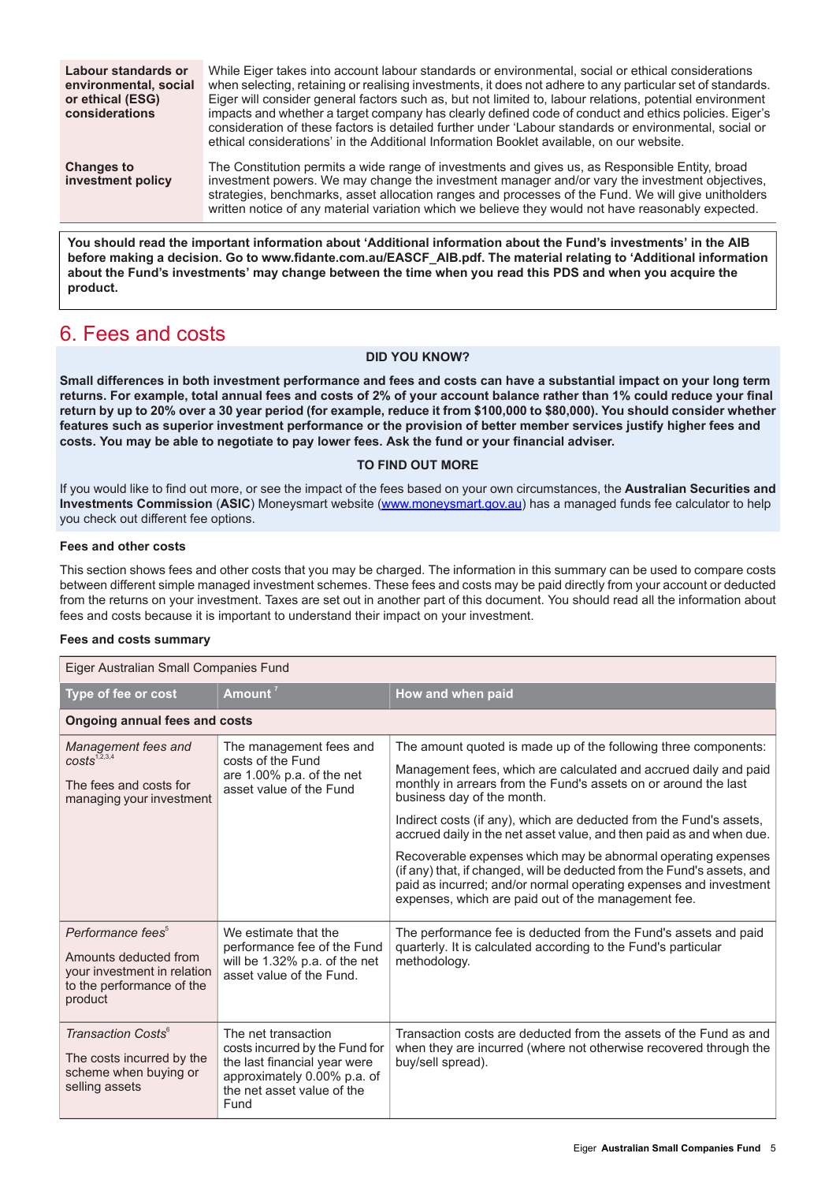| | |
|---|---|
| **Labour standards or environmental, social or ethical (ESG) considerations** | While Eiger takes into account labour standards or environmental, social or ethical considerations when selecting, retaining or realising investments, it does not adhere to any particular set of standards. Eiger will consider general factors such as, but not limited to, labour relations, potential environment impacts and whether a target company has clearly defined code of conduct and ethics policies. Eiger's consideration of these factors is detailed further under 'Labour standards or environmental, social or ethical considerations' in the Additional Information Booklet available, on our website. |
| **Changes to investment policy** | The Constitution permits a wide range of investments and gives us, as Responsible Entity, broad investment powers. We may change the investment manager and/or vary the investment objectives, strategies, benchmarks, asset allocation ranges and processes of the Fund. We will give unitholders written notice of any material variation which we believe they would not have reasonably expected. |

**You should read the important information about 'Additional information about the Fund's investments' in the AIB before making a decision. Go to www.fidante.com.au/EASCF_AIB.pdf. The material relating to 'Additional information about the Fund's investments' may change between the time when you read this PDS and when you acquire the product.**

# 6. Fees and costs

**DID YOU KNOW?**

**Small differences in both investment performance and fees and costs can have a substantial impact on your long term returns. For example, total annual fees and costs of 2% of your account balance rather than 1% could reduce your final return by up to 20% over a 30 year period (for example, reduce it from $100,000 to $80,000). You should consider whether features such as superior investment performance or the provision of better member services justify higher fees and costs. You may be able to negotiate to pay lower fees. Ask the fund or your financial adviser.**

**TO FIND OUT MORE**

If you would like to find out more, or see the impact of the fees based on your own circumstances, the **Australian Securities and Investments Commission** (**ASIC**) Moneysmart website (www.moneysmart.gov.au) has a managed funds fee calculator to help you check out different fee options.

### Fees and other costs

This section shows fees and other costs that you may be charged. The information in this summary can be used to compare costs between different simple managed investment schemes. These fees and costs may be paid directly from your account or deducted from the returns on your investment. Taxes are set out in another part of this document. You should read all the information about fees and costs because it is important to understand their impact on your investment.

### Fees and costs summary

| Eiger Australian Small Companies Fund | | |
|---|---|---|
| **Type of fee or cost** | **Amount** [7] | **How and when paid** |
| **Ongoing annual fees and costs** | | |
| *Management fees and costs*[1,2,3,4]<br><br>The fees and costs for managing your investment | The management fees and costs of the Fund are 1.00% p.a. of the net asset value of the Fund | The amount quoted is made up of the following three components:<br><br>Management fees, which are calculated and accrued daily and paid monthly in arrears from the Fund's assets on or around the last business day of the month.<br><br>Indirect costs (if any), which are deducted from the Fund's assets, accrued daily in the net asset value, and then paid as and when due.<br><br>Recoverable expenses which may be abnormal operating expenses (if any) that, if changed, will be deducted from the Fund's assets, and paid as incurred; and/or normal operating expenses and investment expenses, which are paid out of the management fee. |
| *Performance fees*[5]<br><br>Amounts deducted from your investment in relation to the performance of the product | We estimate that the performance fee of the Fund will be 1.32% p.a. of the net asset value of the Fund. | The performance fee is deducted from the Fund's assets and paid quarterly. It is calculated according to the Fund's particular methodology. |
| *Transaction Costs*[6]<br><br>The costs incurred by the scheme when buying or selling assets | The net transaction costs incurred by the Fund for the last financial year were approximately 0.00% p.a. of the net asset value of the Fund | Transaction costs are deducted from the assets of the Fund as and when they are incurred (where not otherwise recovered through the buy/sell spread). |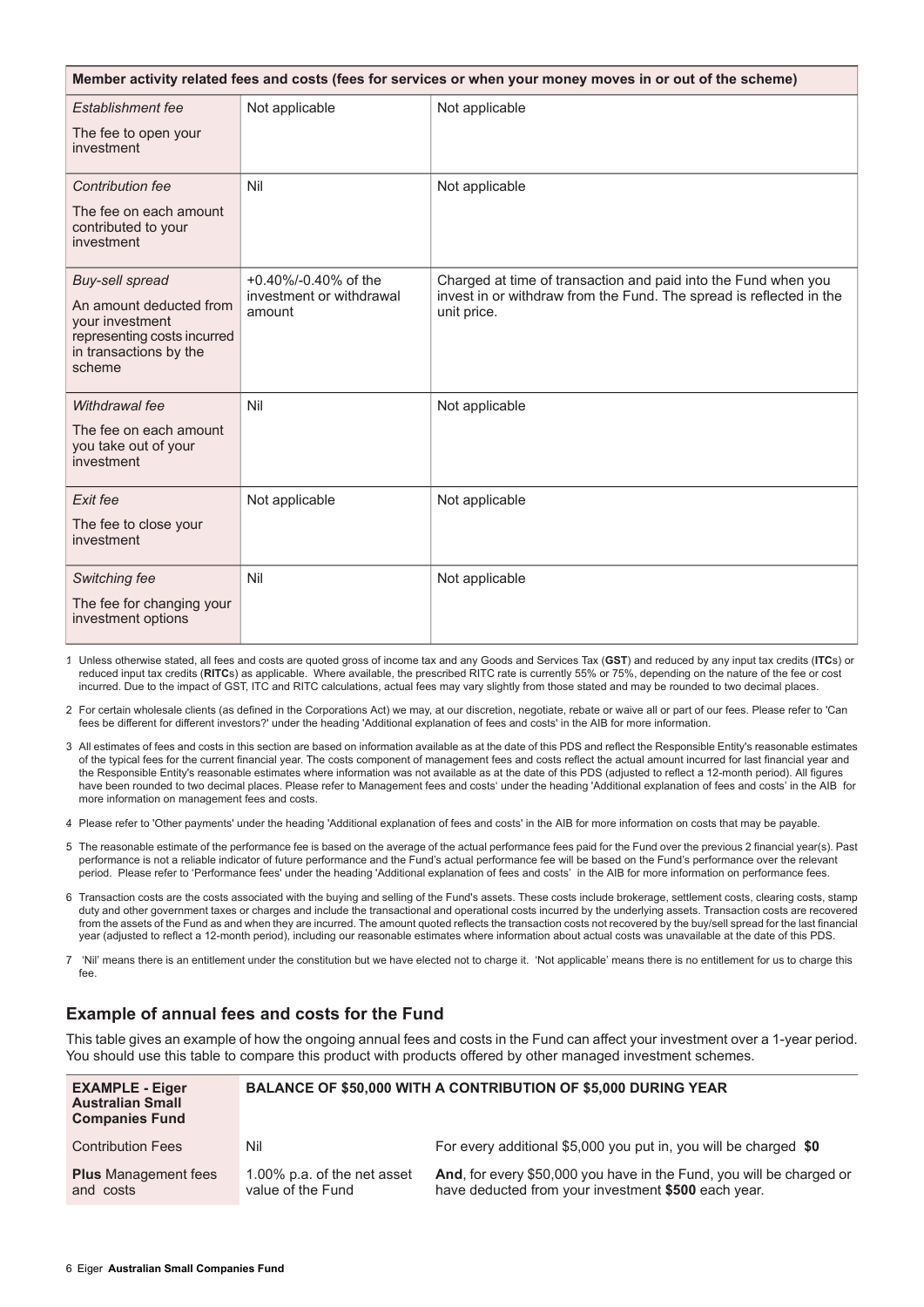| Member activity related fees and costs (fees for services or when your money moves in or out of the scheme) | | |
|---|---|---|
| *Establishment fee*<br>The fee to open your investment | Not applicable | Not applicable |
| *Contribution fee*<br>The fee on each amount contributed to your investment | Nil | Not applicable |
| *Buy-sell spread*<br>An amount deducted from your investment representing costs incurred in transactions by the scheme | +0.40%/-0.40% of the investment or withdrawal amount | Charged at time of transaction and paid into the Fund when you invest in or withdraw from the Fund. The spread is reflected in the unit price. |
| *Withdrawal fee*<br>The fee on each amount you take out of your investment | Nil | Not applicable |
| *Exit fee*<br>The fee to close your investment | Not applicable | Not applicable |
| *Switching fee*<br>The fee for changing your investment options | Nil | Not applicable |

1 Unless otherwise stated, all fees and costs are quoted gross of income tax and any Goods and Services Tax (**GST**) and reduced by any input tax credits (**ITC**s) or reduced input tax credits (**RITC**s) as applicable. Where available, the prescribed RITC rate is currently 55% or 75%, depending on the nature of the fee or cost incurred. Due to the impact of GST, ITC and RITC calculations, actual fees may vary slightly from those stated and may be rounded to two decimal places.

2 For certain wholesale clients (as defined in the Corporations Act) we may, at our discretion, negotiate, rebate or waive all or part of our fees. Please refer to 'Can fees be different for different investors?' under the heading 'Additional explanation of fees and costs' in the AIB for more information.

3 All estimates of fees and costs in this section are based on information available as at the date of this PDS and reflect the Responsible Entity's reasonable estimates of the typical fees for the current financial year. The costs component of management fees and costs reflect the actual amount incurred for last financial year and the Responsible Entity's reasonable estimates where information was not available as at the date of this PDS (adjusted to reflect a 12-month period). All figures have been rounded to two decimal places. Please refer to Management fees and costs' under the heading 'Additional explanation of fees and costs' in the AIB for more information on management fees and costs.

4 Please refer to 'Other payments' under the heading 'Additional explanation of fees and costs' in the AIB for more information on costs that may be payable.

5 The reasonable estimate of the performance fee is based on the average of the actual performance fees paid for the Fund over the previous 2 financial year(s). Past performance is not a reliable indicator of future performance and the Fund's actual performance fee will be based on the Fund's performance over the relevant period. Please refer to 'Performance fees' under the heading 'Additional explanation of fees and costs' in the AIB for more information on performance fees.

6 Transaction costs are the costs associated with the buying and selling of the Fund's assets. These costs include brokerage, settlement costs, clearing costs, stamp duty and other government taxes or charges and include the transactional and operational costs incurred by the underlying assets. Transaction costs are recovered from the assets of the Fund as and when they are incurred. The amount quoted reflects the transaction costs not recovered by the buy/sell spread for the last financial year (adjusted to reflect a 12-month period), including our reasonable estimates where information about actual costs was unavailable at the date of this PDS.

7 'Nil' means there is an entitlement under the constitution but we have elected not to charge it. 'Not applicable' means there is no entitlement for us to charge this fee.

## Example of annual fees and costs for the Fund

This table gives an example of how the ongoing annual fees and costs in the Fund can affect your investment over a 1-year period. You should use this table to compare this product with products offered by other managed investment schemes.

| **EXAMPLE - Eiger Australian Small Companies Fund** | **BALANCE OF $50,000 WITH A CONTRIBUTION OF $5,000 DURING YEAR** | |
|---|---|---|
| Contribution Fees | Nil | For every additional $5,000 you put in, you will be charged **$0** |
| **Plus** Management fees and costs | 1.00% p.a. of the net asset value of the Fund | **And**, for every $50,000 you have in the Fund, you will be charged or have deducted from your investment **$500** each year. |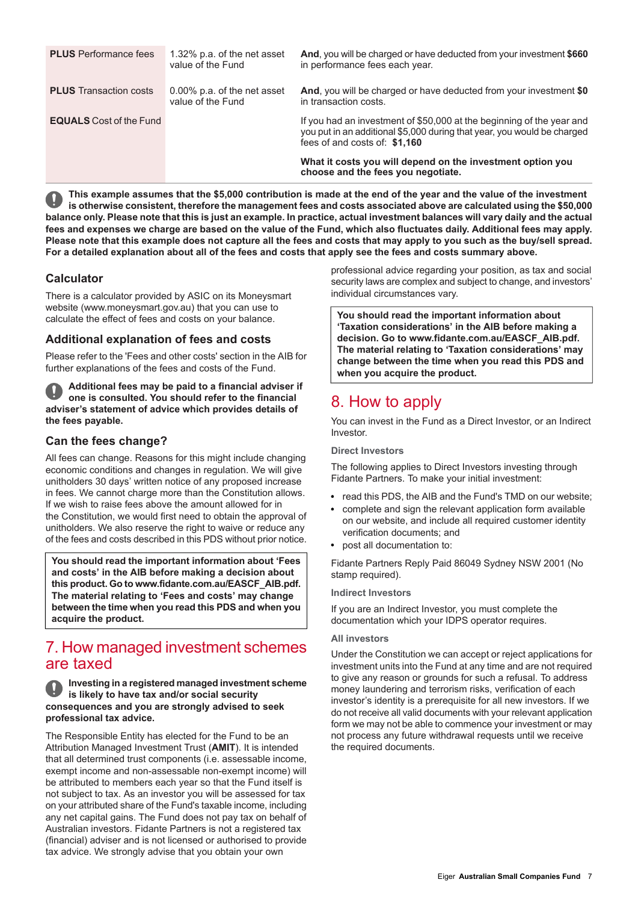| | | |
|---|---|---|
| **PLUS** Performance fees | 1.32% p.a. of the net asset value of the Fund | **And**, you will be charged or have deducted from your investment **$660** in performance fees each year. |
| **PLUS** Transaction costs | 0.00% p.a. of the net asset value of the Fund | **And**, you will be charged or have deducted from your investment **$0** in transaction costs. |
| **EQUALS** Cost of the Fund | | If you had an investment of $50,000 at the beginning of the year and you put in an additional $5,000 during that year, you would be charged fees of and costs of: **$1,160**<br><br>**What it costs you will depend on the investment option you choose and the fees you negotiate.** |

**This example assumes that the $5,000 contribution is made at the end of the year and the value of the investment is otherwise consistent, therefore the management fees and costs associated above are calculated using the $50,000 balance only. Please note that this is just an example. In practice, actual investment balances will vary daily and the actual fees and expenses we charge are based on the value of the Fund, which also fluctuates daily. Additional fees may apply. Please note that this example does not capture all the fees and costs that may apply to you such as the buy/sell spread. For a detailed explanation about all of the fees and costs that apply see the fees and costs summary above.**

### Calculator

There is a calculator provided by ASIC on its Moneysmart website (www.moneysmart.gov.au) that you can use to calculate the effect of fees and costs on your balance.

### Additional explanation of fees and costs

Please refer to the 'Fees and other costs' section in the AIB for further explanations of the fees and costs of the Fund.

**Additional fees may be paid to a financial adviser if one is consulted. You should refer to the financial adviser's statement of advice which provides details of the fees payable.**

### Can the fees change?

All fees can change. Reasons for this might include changing economic conditions and changes in regulation. We will give unitholders 30 days' written notice of any proposed increase in fees. We cannot charge more than the Constitution allows. If we wish to raise fees above the amount allowed for in the Constitution, we would first need to obtain the approval of unitholders. We also reserve the right to waive or reduce any of the fees and costs described in this PDS without prior notice.

**You should read the important information about 'Fees and costs' in the AIB before making a decision about this product. Go to www.fidante.com.au/EASCF_AIB.pdf. The material relating to 'Fees and costs' may change between the time when you read this PDS and when you acquire the product.**

## 7. How managed investment schemes are taxed

**Investing in a registered managed investment scheme is likely to have tax and/or social security consequences and you are strongly advised to seek professional tax advice.**

The Responsible Entity has elected for the Fund to be an Attribution Managed Investment Trust (**AMIT**). It is intended that all determined trust components (i.e. assessable income, exempt income and non-assessable non-exempt income) will be attributed to members each year so that the Fund itself is not subject to tax. As an investor you will be assessed for tax on your attributed share of the Fund's taxable income, including any net capital gains. The Fund does not pay tax on behalf of Australian investors. Fidante Partners is not a registered tax (financial) adviser and is not licensed or authorised to provide tax advice. We strongly advise that you obtain your own professional advice regarding your position, as tax and social security laws are complex and subject to change, and investors' individual circumstances vary.

**You should read the important information about 'Taxation considerations' in the AIB before making a decision. Go to www.fidante.com.au/EASCF_AIB.pdf. The material relating to 'Taxation considerations' may change between the time when you read this PDS and when you acquire the product.**

## 8. How to apply

You can invest in the Fund as a Direct Investor, or an Indirect Investor.

#### Direct Investors

The following applies to Direct Investors investing through Fidante Partners. To make your initial investment:

- read this PDS, the AIB and the Fund's TMD on our website;
- complete and sign the relevant application form available on our website, and include all required customer identity verification documents; and
- post all documentation to:

Fidante Partners Reply Paid 86049 Sydney NSW 2001 (No stamp required).

#### Indirect Investors

If you are an Indirect Investor, you must complete the documentation which your IDPS operator requires.

#### All investors

Under the Constitution we can accept or reject applications for investment units into the Fund at any time and are not required to give any reason or grounds for such a refusal. To address money laundering and terrorism risks, verification of each investor's identity is a prerequisite for all new investors. If we do not receive all valid documents with your relevant application form we may not be able to commence your investment or may not process any future withdrawal requests until we receive the required documents.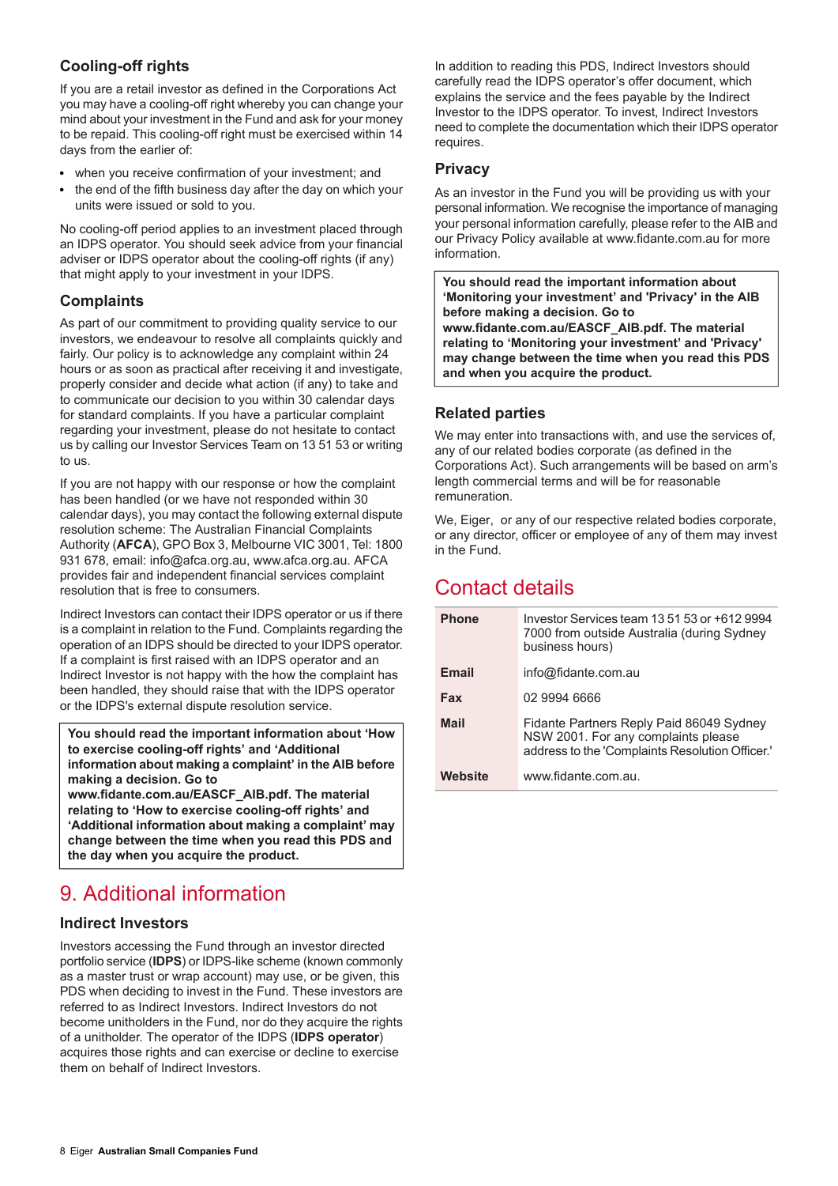### Cooling-off rights

If you are a retail investor as defined in the Corporations Act you may have a cooling-off right whereby you can change your mind about your investment in the Fund and ask for your money to be repaid. This cooling-off right must be exercised within 14 days from the earlier of:

- when you receive confirmation of your investment; and
- the end of the fifth business day after the day on which your units were issued or sold to you.

No cooling-off period applies to an investment placed through an IDPS operator. You should seek advice from your financial adviser or IDPS operator about the cooling-off rights (if any) that might apply to your investment in your IDPS.

### Complaints

As part of our commitment to providing quality service to our investors, we endeavour to resolve all complaints quickly and fairly. Our policy is to acknowledge any complaint within 24 hours or as soon as practical after receiving it and investigate, properly consider and decide what action (if any) to take and to communicate our decision to you within 30 calendar days for standard complaints. If you have a particular complaint regarding your investment, please do not hesitate to contact us by calling our Investor Services Team on 13 51 53 or writing to us.

If you are not happy with our response or how the complaint has been handled (or we have not responded within 30 calendar days), you may contact the following external dispute resolution scheme: The Australian Financial Complaints Authority (**AFCA**), GPO Box 3, Melbourne VIC 3001, Tel: 1800 931 678, email: info@afca.org.au, www.afca.org.au. AFCA provides fair and independent financial services complaint resolution that is free to consumers.

Indirect Investors can contact their IDPS operator or us if there is a complaint in relation to the Fund. Complaints regarding the operation of an IDPS should be directed to your IDPS operator. If a complaint is first raised with an IDPS operator and an Indirect Investor is not happy with the how the complaint has been handled, they should raise that with the IDPS operator or the IDPS's external dispute resolution service.

**You should read the important information about 'How to exercise cooling-off rights' and 'Additional information about making a complaint' in the AIB before making a decision. Go to www.fidante.com.au/EASCF_AIB.pdf. The material relating to 'How to exercise cooling-off rights' and 'Additional information about making a complaint' may change between the time when you read this PDS and the day when you acquire the product.**

## 9. Additional information

### Indirect Investors

Investors accessing the Fund through an investor directed portfolio service (**IDPS**) or IDPS-like scheme (known commonly as a master trust or wrap account) may use, or be given, this PDS when deciding to invest in the Fund. These investors are referred to as Indirect Investors. Indirect Investors do not become unitholders in the Fund, nor do they acquire the rights of a unitholder. The operator of the IDPS (**IDPS operator**) acquires those rights and can exercise or decline to exercise them on behalf of Indirect Investors.

In addition to reading this PDS, Indirect Investors should carefully read the IDPS operator's offer document, which explains the service and the fees payable by the Indirect Investor to the IDPS operator. To invest, Indirect Investors need to complete the documentation which their IDPS operator requires.

### Privacy

As an investor in the Fund you will be providing us with your personal information. We recognise the importance of managing your personal information carefully, please refer to the AIB and our Privacy Policy available at www.fidante.com.au for more information.

**You should read the important information about 'Monitoring your investment' and 'Privacy' in the AIB before making a decision. Go to www.fidante.com.au/EASCF_AIB.pdf. The material relating to 'Monitoring your investment' and 'Privacy' may change between the time when you read this PDS and when you acquire the product.**

### Related parties

We may enter into transactions with, and use the services of, any of our related bodies corporate (as defined in the Corporations Act). Such arrangements will be based on arm's length commercial terms and will be for reasonable remuneration.

We, Eiger, or any of our respective related bodies corporate, or any director, officer or employee of any of them may invest in the Fund.

## Contact details

| | |
|---|---|
| **Phone** | Investor Services team 13 51 53 or +612 9994 7000 from outside Australia (during Sydney business hours) |
| **Email** | info@fidante.com.au |
| **Fax** | 02 9994 6666 |
| **Mail** | Fidante Partners Reply Paid 86049 Sydney NSW 2001. For any complaints please address to the 'Complaints Resolution Officer.' |
| **Website** | www.fidante.com.au. |